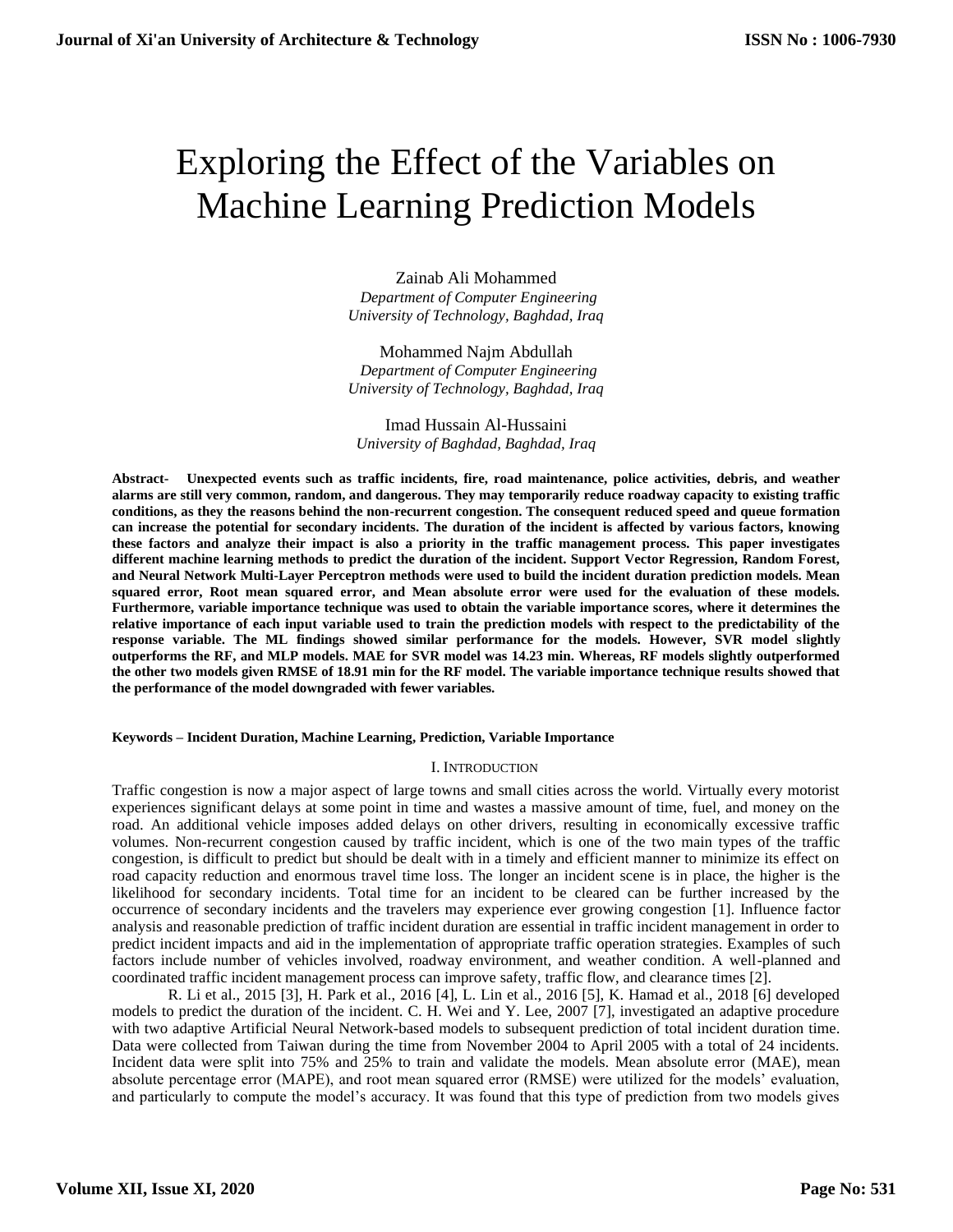# Exploring the Effect of the Variables on Machine Learning Prediction Models

Zainab Ali Mohammed
*Department of Computer Engineering*
*University of Technology, Baghdad, Iraq*

Mohammed Najm Abdullah
*Department of Computer Engineering*
*University of Technology, Baghdad, Iraq*

Imad Hussain Al-Hussaini
*University of Baghdad, Baghdad, Iraq*

**Abstract- Unexpected events such as traffic incidents, fire, road maintenance, police activities, debris, and weather alarms are still very common, random, and dangerous. They may temporarily reduce roadway capacity to existing traffic conditions, as they the reasons behind the non-recurrent congestion. The consequent reduced speed and queue formation can increase the potential for secondary incidents. The duration of the incident is affected by various factors, knowing these factors and analyze their impact is also a priority in the traffic management process. This paper investigates different machine learning methods to predict the duration of the incident. Support Vector Regression, Random Forest, and Neural Network Multi-Layer Perceptron methods were used to build the incident duration prediction models. Mean squared error, Root mean squared error, and Mean absolute error were used for the evaluation of these models. Furthermore, variable importance technique was used to obtain the variable importance scores, where it determines the relative importance of each input variable used to train the prediction models with respect to the predictability of the response variable. The ML findings showed similar performance for the models. However, SVR model slightly outperforms the RF, and MLP models. MAE for SVR model was 14.23 min. Whereas, RF models slightly outperformed the other two models given RMSE of 18.91 min for the RF model. The variable importance technique results showed that the performance of the model downgraded with fewer variables.**

**Keywords – Incident Duration, Machine Learning, Prediction, Variable Importance**

## I. Introduction

Traffic congestion is now a major aspect of large towns and small cities across the world. Virtually every motorist experiences significant delays at some point in time and wastes a massive amount of time, fuel, and money on the road. An additional vehicle imposes added delays on other drivers, resulting in economically excessive traffic volumes. Non-recurrent congestion caused by traffic incident, which is one of the two main types of the traffic congestion, is difficult to predict but should be dealt with in a timely and efficient manner to minimize its effect on road capacity reduction and enormous travel time loss. The longer an incident scene is in place, the higher is the likelihood for secondary incidents. Total time for an incident to be cleared can be further increased by the occurrence of secondary incidents and the travelers may experience ever growing congestion [1]. Influence factor analysis and reasonable prediction of traffic incident duration are essential in traffic incident management in order to predict incident impacts and aid in the implementation of appropriate traffic operation strategies. Examples of such factors include number of vehicles involved, roadway environment, and weather condition. A well-planned and coordinated traffic incident management process can improve safety, traffic flow, and clearance times [2].

R. Li et al., 2015 [3], H. Park et al., 2016 [4], L. Lin et al., 2016 [5], K. Hamad et al., 2018 [6] developed models to predict the duration of the incident. C. H. Wei and Y. Lee, 2007 [7], investigated an adaptive procedure with two adaptive Artificial Neural Network-based models to subsequent prediction of total incident duration time. Data were collected from Taiwan during the time from November 2004 to April 2005 with a total of 24 incidents. Incident data were split into 75% and 25% to train and validate the models. Mean absolute error (MAE), mean absolute percentage error (MAPE), and root mean squared error (RMSE) were utilized for the models' evaluation, and particularly to compute the model's accuracy. It was found that this type of prediction from two models gives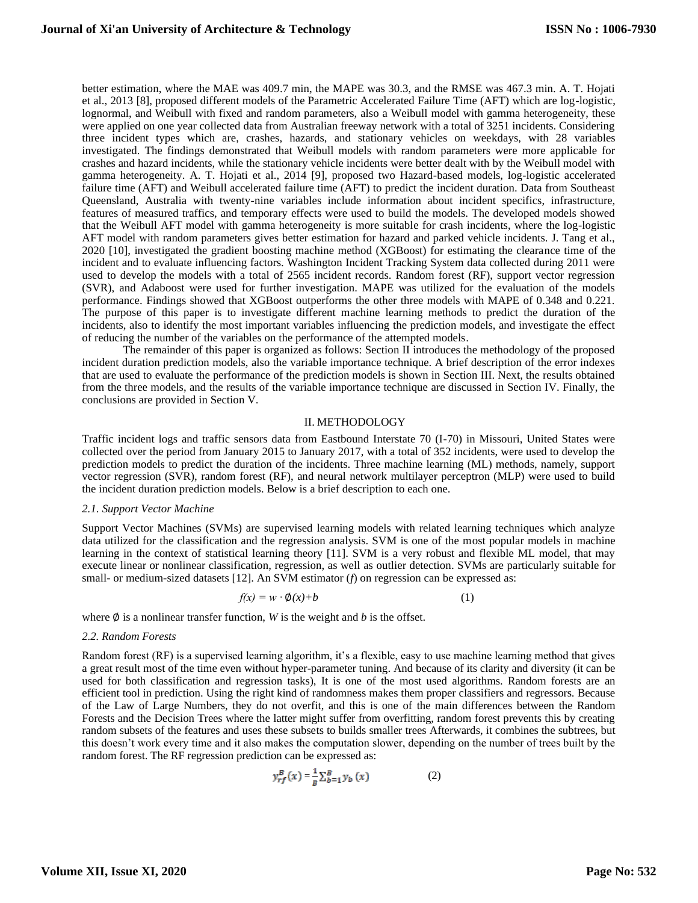better estimation, where the MAE was 409.7 min, the MAPE was 30.3, and the RMSE was 467.3 min. A. T. Hojati et al., 2013 [8], proposed different models of the Parametric Accelerated Failure Time (AFT) which are log-logistic, lognormal, and Weibull with fixed and random parameters, also a Weibull model with gamma heterogeneity, these were applied on one year collected data from Australian freeway network with a total of 3251 incidents. Considering three incident types which are, crashes, hazards, and stationary vehicles on weekdays, with 28 variables investigated. The findings demonstrated that Weibull models with random parameters were more applicable for crashes and hazard incidents, while the stationary vehicle incidents were better dealt with by the Weibull model with gamma heterogeneity. A. T. Hojati et al., 2014 [9], proposed two Hazard-based models, log-logistic accelerated failure time (AFT) and Weibull accelerated failure time (AFT) to predict the incident duration. Data from Southeast Queensland, Australia with twenty-nine variables include information about incident specifics, infrastructure, features of measured traffics, and temporary effects were used to build the models. The developed models showed that the Weibull AFT model with gamma heterogeneity is more suitable for crash incidents, where the log-logistic AFT model with random parameters gives better estimation for hazard and parked vehicle incidents. J. Tang et al., 2020 [10], investigated the gradient boosting machine method (XGBoost) for estimating the clearance time of the incident and to evaluate influencing factors. Washington Incident Tracking System data collected during 2011 were used to develop the models with a total of 2565 incident records. Random forest (RF), support vector regression (SVR), and Adaboost were used for further investigation. MAPE was utilized for the evaluation of the models performance. Findings showed that XGBoost outperforms the other three models with MAPE of 0.348 and 0.221. The purpose of this paper is to investigate different machine learning methods to predict the duration of the incidents, also to identify the most important variables influencing the prediction models, and investigate the effect of reducing the number of the variables on the performance of the attempted models.

The remainder of this paper is organized as follows: Section II introduces the methodology of the proposed incident duration prediction models, also the variable importance technique. A brief description of the error indexes that are used to evaluate the performance of the prediction models is shown in Section III. Next, the results obtained from the three models, and the results of the variable importance technique are discussed in Section IV. Finally, the conclusions are provided in Section V.

## II. METHODOLOGY

Traffic incident logs and traffic sensors data from Eastbound Interstate 70 (I-70) in Missouri, United States were collected over the period from January 2015 to January 2017, with a total of 352 incidents, were used to develop the prediction models to predict the duration of the incidents. Three machine learning (ML) methods, namely, support vector regression (SVR), random forest (RF), and neural network multilayer perceptron (MLP) were used to build the incident duration prediction models. Below is a brief description to each one.

### *2.1. Support Vector Machine*

Support Vector Machines (SVMs) are supervised learning models with related learning techniques which analyze data utilized for the classification and the regression analysis. SVM is one of the most popular models in machine learning in the context of statistical learning theory [11]. SVM is a very robust and flexible ML model, that may execute linear or nonlinear classification, regression, as well as outlier detection. SVMs are particularly suitable for small- or medium-sized datasets [12]. An SVM estimator ($f$) on regression can be expressed as:

$$f(x) = w \cdot \emptyset(x) + b \tag{1}$$

where $\emptyset$ is a nonlinear transfer function, $W$ is the weight and $b$ is the offset.

### *2.2. Random Forests*

Random forest (RF) is a supervised learning algorithm, it's a flexible, easy to use machine learning method that gives a great result most of the time even without hyper-parameter tuning. And because of its clarity and diversity (it can be used for both classification and regression tasks), It is one of the most used algorithms. Random forests are an efficient tool in prediction. Using the right kind of randomness makes them proper classifiers and regressors. Because of the Law of Large Numbers, they do not overfit, and this is one of the main differences between the Random Forests and the Decision Trees where the latter might suffer from overfitting, random forest prevents this by creating random subsets of the features and uses these subsets to builds smaller trees Afterwards, it combines the subtrees, but this doesn't work every time and it also makes the computation slower, depending on the number of trees built by the random forest. The RF regression prediction can be expressed as:

$$y_{rf}^{B}(x) = \frac{1}{B}\sum_{b=1}^{B} y_b(x) \tag{2}$$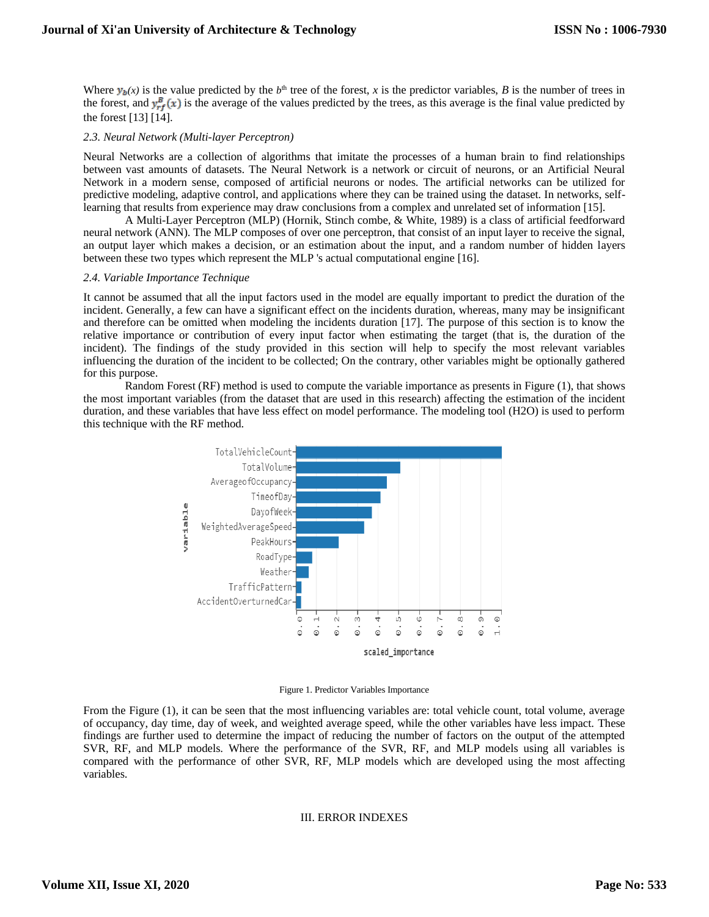Where $y_b(x)$ is the value predicted by the $b^{th}$ tree of the forest, $x$ is the predictor variables, $B$ is the number of trees in the forest, and $y_{rf}^{B}(x)$ is the average of the values predicted by the trees, as this average is the final value predicted by the forest [13] [14].

### *2.3. Neural Network (Multi-layer Perceptron)*

Neural Networks are a collection of algorithms that imitate the processes of a human brain to find relationships between vast amounts of datasets. The Neural Network is a network or circuit of neurons, or an Artificial Neural Network in a modern sense, composed of artificial neurons or nodes. The artificial networks can be utilized for predictive modeling, adaptive control, and applications where they can be trained using the dataset. In networks, self-learning that results from experience may draw conclusions from a complex and unrelated set of information [15].

A Multi-Layer Perceptron (MLP) (Hornik, Stinch combe, & White, 1989) is a class of artificial feedforward neural network (ANN). The MLP composes of over one perceptron, that consist of an input layer to receive the signal, an output layer which makes a decision, or an estimation about the input, and a random number of hidden layers between these two types which represent the MLP 's actual computational engine [16].

### *2.4. Variable Importance Technique*

It cannot be assumed that all the input factors used in the model are equally important to predict the duration of the incident. Generally, a few can have a significant effect on the incidents duration, whereas, many may be insignificant and therefore can be omitted when modeling the incidents duration [17]. The purpose of this section is to know the relative importance or contribution of every input factor when estimating the target (that is, the duration of the incident). The findings of the study provided in this section will help to specify the most relevant variables influencing the duration of the incident to be collected; On the contrary, other variables might be optionally gathered for this purpose.

Random Forest (RF) method is used to compute the variable importance as presents in Figure (1), that shows the most important variables (from the dataset that are used in this research) affecting the estimation of the incident duration, and these variables that have less effect on model performance. The modeling tool (H2O) is used to perform this technique with the RF method.

Figure 1. Predictor Variables Importance

From the Figure (1), it can be seen that the most influencing variables are: total vehicle count, total volume, average of occupancy, day time, day of week, and weighted average speed, while the other variables have less impact. These findings are further used to determine the impact of reducing the number of factors on the output of the attempted SVR, RF, and MLP models. Where the performance of the SVR, RF, and MLP models using all variables is compared with the performance of other SVR, RF, MLP models which are developed using the most affecting variables.

## III. ERROR INDEXES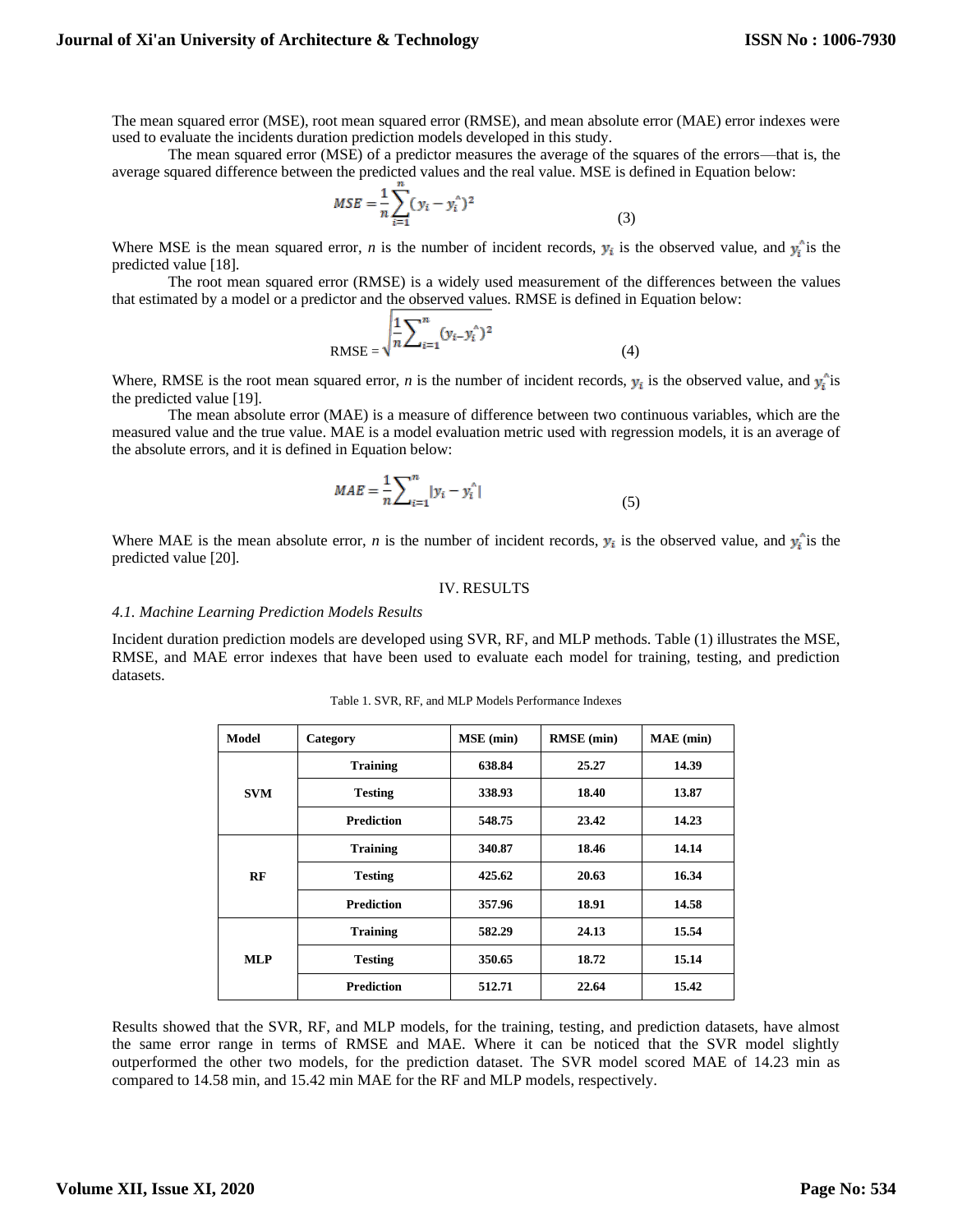The mean squared error (MSE), root mean squared error (RMSE), and mean absolute error (MAE) error indexes were used to evaluate the incidents duration prediction models developed in this study.

The mean squared error (MSE) of a predictor measures the average of the squares of the errors—that is, the average squared difference between the predicted values and the real value. MSE is defined in Equation below:

$$MSE = \frac{1}{n}\sum_{i=1}^{n}(y_i - \hat{y_i})^2 \tag{3}$$

Where MSE is the mean squared error, $n$ is the number of incident records, $y_i$ is the observed value, and $\hat{y_i}$ is the predicted value [18].

The root mean squared error (RMSE) is a widely used measurement of the differences between the values that estimated by a model or a predictor and the observed values. RMSE is defined in Equation below:

$$RMSE = \sqrt{\frac{1}{n}\sum_{i=1}^{n}(y_i - \hat{y_i})^2} \tag{4}$$

Where, RMSE is the root mean squared error, $n$ is the number of incident records, $y_i$ is the observed value, and $\hat{y_i}$ is the predicted value [19].

The mean absolute error (MAE) is a measure of difference between two continuous variables, which are the measured value and the true value. MAE is a model evaluation metric used with regression models, it is an average of the absolute errors, and it is defined in Equation below:

$$MAE = \frac{1}{n}\sum_{i=1}^{n}|y_i - \hat{y_i}| \tag{5}$$

Where MAE is the mean absolute error, $n$ is the number of incident records, $y_i$ is the observed value, and $\hat{y_i}$ is the predicted value [20].

## IV. RESULTS

### *4.1. Machine Learning Prediction Models Results*

Incident duration prediction models are developed using SVR, RF, and MLP methods. Table (1) illustrates the MSE, RMSE, and MAE error indexes that have been used to evaluate each model for training, testing, and prediction datasets.

Table 1. SVR, RF, and MLP Models Performance Indexes

| Model | Category | MSE (min) | RMSE (min) | MAE (min) |
|---|---|---|---|---|
| **SVM** | **Training** | **638.84** | **25.27** | **14.39** |
| | **Testing** | **338.93** | **18.40** | **13.87** |
| | **Prediction** | **548.75** | **23.42** | **14.23** |
| **RF** | **Training** | **340.87** | **18.46** | **14.14** |
| | **Testing** | **425.62** | **20.63** | **16.34** |
| | **Prediction** | **357.96** | **18.91** | **14.58** |
| **MLP** | **Training** | **582.29** | **24.13** | **15.54** |
| | **Testing** | **350.65** | **18.72** | **15.14** |
| | **Prediction** | **512.71** | **22.64** | **15.42** |

Results showed that the SVR, RF, and MLP models, for the training, testing, and prediction datasets, have almost the same error range in terms of RMSE and MAE. Where it can be noticed that the SVR model slightly outperformed the other two models, for the prediction dataset. The SVR model scored MAE of 14.23 min as compared to 14.58 min, and 15.42 min MAE for the RF and MLP models, respectively.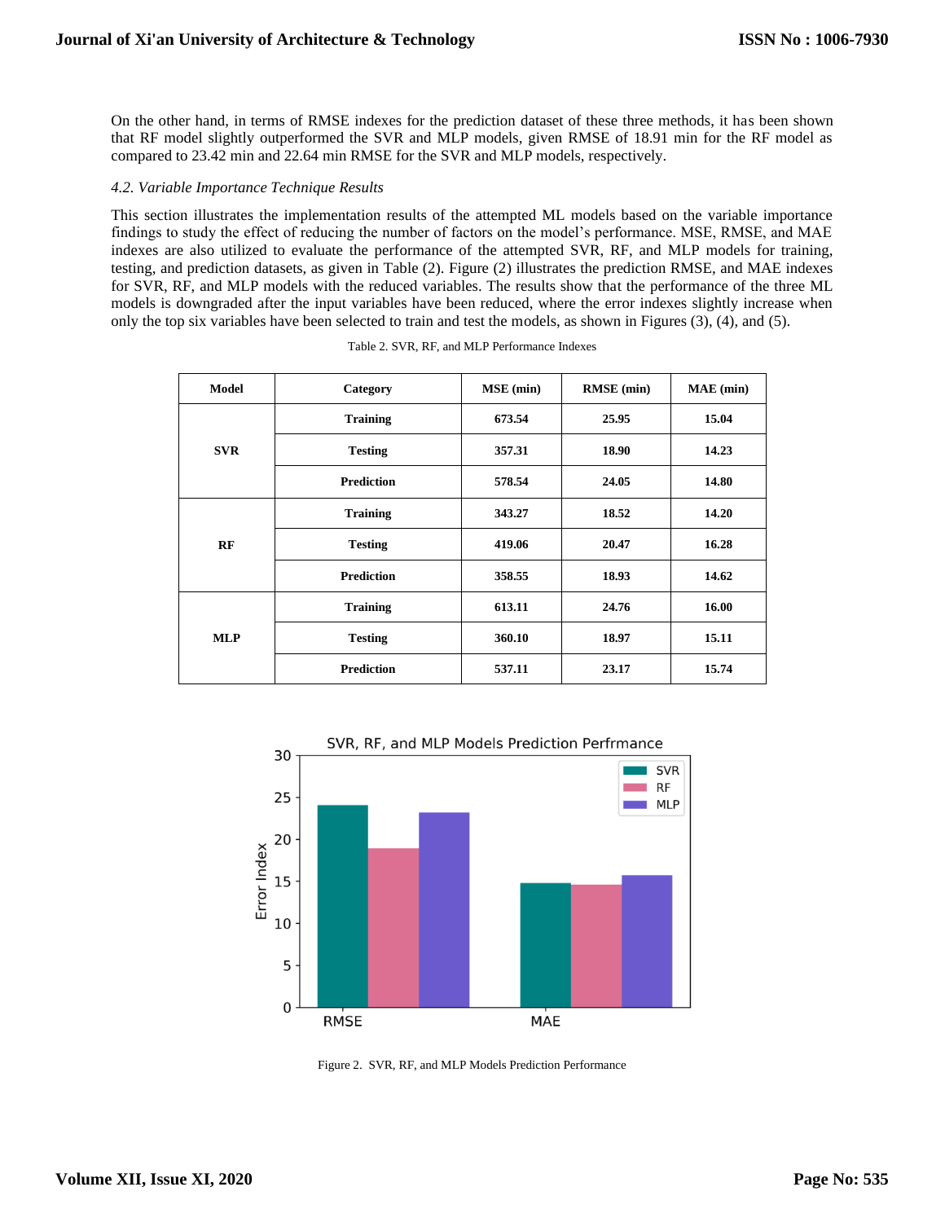On the other hand, in terms of RMSE indexes for the prediction dataset of these three methods, it has been shown that RF model slightly outperformed the SVR and MLP models, given RMSE of 18.91 min for the RF model as compared to 23.42 min and 22.64 min RMSE for the SVR and MLP models, respectively.

### *4.2. Variable Importance Technique Results*

This section illustrates the implementation results of the attempted ML models based on the variable importance findings to study the effect of reducing the number of factors on the model's performance. MSE, RMSE, and MAE indexes are also utilized to evaluate the performance of the attempted SVR, RF, and MLP models for training, testing, and prediction datasets, as given in Table (2). Figure (2) illustrates the prediction RMSE, and MAE indexes for SVR, RF, and MLP models with the reduced variables. The results show that the performance of the three ML models is downgraded after the input variables have been reduced, where the error indexes slightly increase when only the top six variables have been selected to train and test the models, as shown in Figures (3), (4), and (5).

Table 2. SVR, RF, and MLP Performance Indexes

| Model | Category | MSE (min) | RMSE (min) | MAE (min) |
|---|---|---|---|---|
| SVR | Training | 673.54 | 25.95 | 15.04 |
| | Testing | 357.31 | 18.90 | 14.23 |
| | Prediction | 578.54 | 24.05 | 14.80 |
| RF | Training | 343.27 | 18.52 | 14.20 |
| | Testing | 419.06 | 20.47 | 16.28 |
| | Prediction | 358.55 | 18.93 | 14.62 |
| MLP | Training | 613.11 | 24.76 | 16.00 |
| | Testing | 360.10 | 18.97 | 15.11 |
| | Prediction | 537.11 | 23.17 | 15.74 |

Figure 2. SVR, RF, and MLP Models Prediction Performance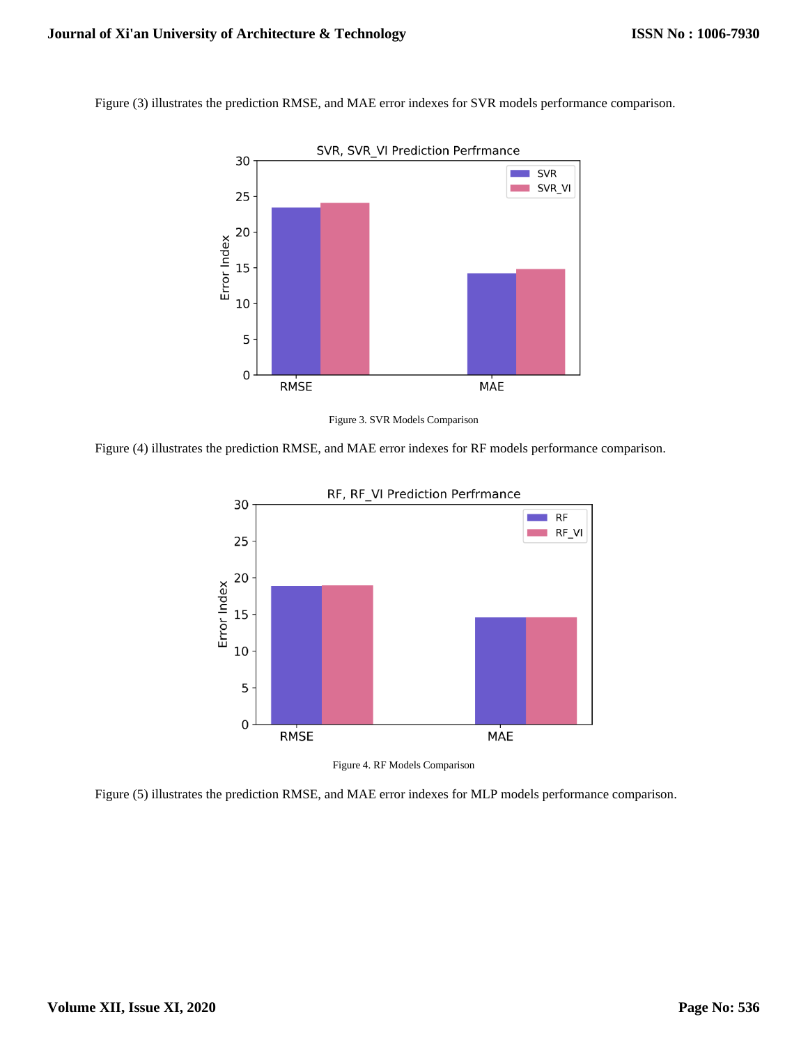Figure (3) illustrates the prediction RMSE, and MAE error indexes for SVR models performance comparison.

Figure 3. SVR Models Comparison

Figure (4) illustrates the prediction RMSE, and MAE error indexes for RF models performance comparison.

Figure 4. RF Models Comparison

Figure (5) illustrates the prediction RMSE, and MAE error indexes for MLP models performance comparison.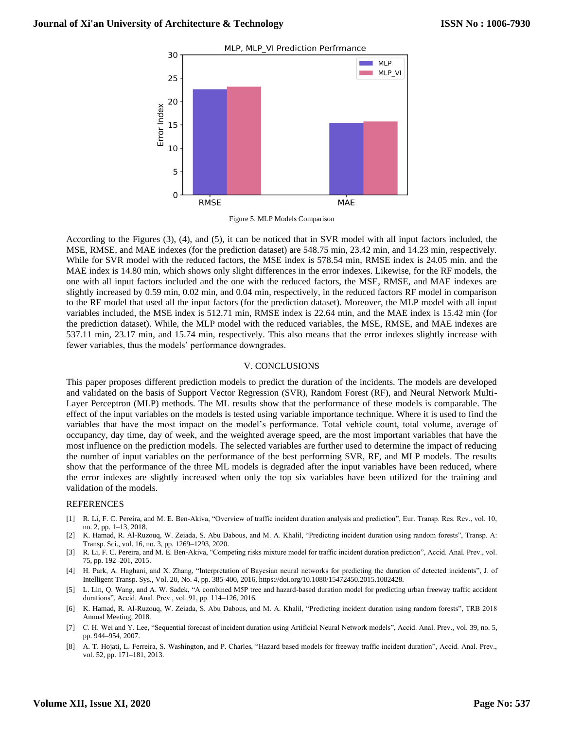Figure 5. MLP Models Comparison

According to the Figures (3), (4), and (5), it can be noticed that in SVR model with all input factors included, the MSE, RMSE, and MAE indexes (for the prediction dataset) are 548.75 min, 23.42 min, and 14.23 min, respectively. While for SVR model with the reduced factors, the MSE index is 578.54 min, RMSE index is 24.05 min. and the MAE index is 14.80 min, which shows only slight differences in the error indexes. Likewise, for the RF models, the one with all input factors included and the one with the reduced factors, the MSE, RMSE, and MAE indexes are slightly increased by 0.59 min, 0.02 min, and 0.04 min, respectively, in the reduced factors RF model in comparison to the RF model that used all the input factors (for the prediction dataset). Moreover, the MLP model with all input variables included, the MSE index is 512.71 min, RMSE index is 22.64 min, and the MAE index is 15.42 min (for the prediction dataset). While, the MLP model with the reduced variables, the MSE, RMSE, and MAE indexes are 537.11 min, 23.17 min, and 15.74 min, respectively. This also means that the error indexes slightly increase with fewer variables, thus the models' performance downgrades.

## V. CONCLUSIONS

This paper proposes different prediction models to predict the duration of the incidents. The models are developed and validated on the basis of Support Vector Regression (SVR), Random Forest (RF), and Neural Network Multi-Layer Perceptron (MLP) methods. The ML results show that the performance of these models is comparable. The effect of the input variables on the models is tested using variable importance technique. Where it is used to find the variables that have the most impact on the model's performance. Total vehicle count, total volume, average of occupancy, day time, day of week, and the weighted average speed, are the most important variables that have the most influence on the prediction models. The selected variables are further used to determine the impact of reducing the number of input variables on the performance of the best performing SVR, RF, and MLP models. The results show that the performance of the three ML models is degraded after the input variables have been reduced, where the error indexes are slightly increased when only the top six variables have been utilized for the training and validation of the models.

## REFERENCES

[1] R. Li, F. C. Pereira, and M. E. Ben-Akiva, "Overview of traffic incident duration analysis and prediction", Eur. Transp. Res. Rev., vol. 10, no. 2, pp. 1–13, 2018.

[2] K. Hamad, R. Al-Ruzouq, W. Zeiada, S. Abu Dabous, and M. A. Khalil, "Predicting incident duration using random forests", Transp. A: Transp. Sci., vol. 16, no. 3, pp. 1269–1293, 2020.

[3] R. Li, F. C. Pereira, and M. E. Ben-Akiva, "Competing risks mixture model for traffic incident duration prediction", Accid. Anal. Prev., vol. 75, pp. 192–201, 2015.

[4] H. Park, A. Haghani, and X. Zhang, "Interpretation of Bayesian neural networks for predicting the duration of detected incidents", J. of Intelligent Transp. Sys., Vol. 20, No. 4, pp. 385-400, 2016, https://doi.org/10.1080/15472450.2015.1082428.

[5] L. Lin, Q. Wang, and A. W. Sadek, "A combined M5P tree and hazard-based duration model for predicting urban freeway traffic accident durations", Accid. Anal. Prev., vol. 91, pp. 114–126, 2016.

[6] K. Hamad, R. Al-Ruzouq, W. Zeiada, S. Abu Dabous, and M. A. Khalil, "Predicting incident duration using random forests", TRB 2018 Annual Meeting, 2018.

[7] C. H. Wei and Y. Lee, "Sequential forecast of incident duration using Artificial Neural Network models", Accid. Anal. Prev., vol. 39, no. 5, pp. 944–954, 2007.

[8] A. T. Hojati, L. Ferreira, S. Washington, and P. Charles, "Hazard based models for freeway traffic incident duration", Accid. Anal. Prev., vol. 52, pp. 171–181, 2013.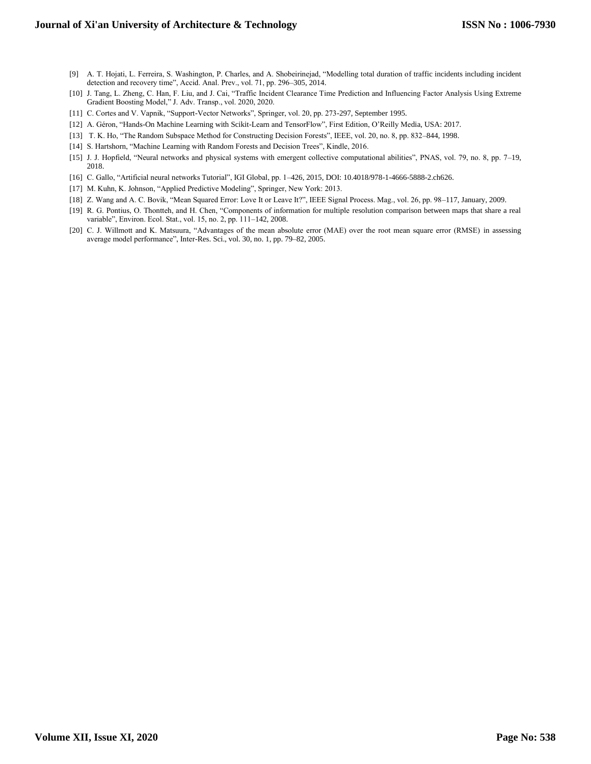[9] A. T. Hojati, L. Ferreira, S. Washington, P. Charles, and A. Shobeirinejad, "Modelling total duration of traffic incidents including incident detection and recovery time", Accid. Anal. Prev., vol. 71, pp. 296–305, 2014.

[10] J. Tang, L. Zheng, C. Han, F. Liu, and J. Cai, "Traffic Incident Clearance Time Prediction and Influencing Factor Analysis Using Extreme Gradient Boosting Model," J. Adv. Transp., vol. 2020, 2020.

[11] C. Cortes and V. Vapnik, "Support-Vector Networks", Springer, vol. 20, pp. 273-297, September 1995.

[12] A. Géron, "Hands-On Machine Learning with Scikit-Learn and TensorFlow", First Edition, O'Reilly Media, USA: 2017.

[13] T. K. Ho, "The Random Subspace Method for Constructing Decision Forests", IEEE, vol. 20, no. 8, pp. 832–844, 1998.

[14] S. Hartshorn, "Machine Learning with Random Forests and Decision Trees", Kindle, 2016.

[15] J. J. Hopfield, "Neural networks and physical systems with emergent collective computational abilities", PNAS, vol. 79, no. 8, pp. 7–19, 2018.

[16] C. Gallo, "Artificial neural networks Tutorial", IGI Global, pp. 1–426, 2015, DOI: 10.4018/978-1-4666-5888-2.ch626.

[17] M. Kuhn, K. Johnson, "Applied Predictive Modeling", Springer, New York: 2013.

[18] Z. Wang and A. C. Bovik, "Mean Squared Error: Love It or Leave It?", IEEE Signal Process. Mag., vol. 26, pp. 98–117, January, 2009.

[19] R. G. Pontius, O. Thontteh, and H. Chen, "Components of information for multiple resolution comparison between maps that share a real variable", Environ. Ecol. Stat., vol. 15, no. 2, pp. 111–142, 2008.

[20] C. J. Willmott and K. Matsuura, "Advantages of the mean absolute error (MAE) over the root mean square error (RMSE) in assessing average model performance", Inter-Res. Sci., vol. 30, no. 1, pp. 79–82, 2005.